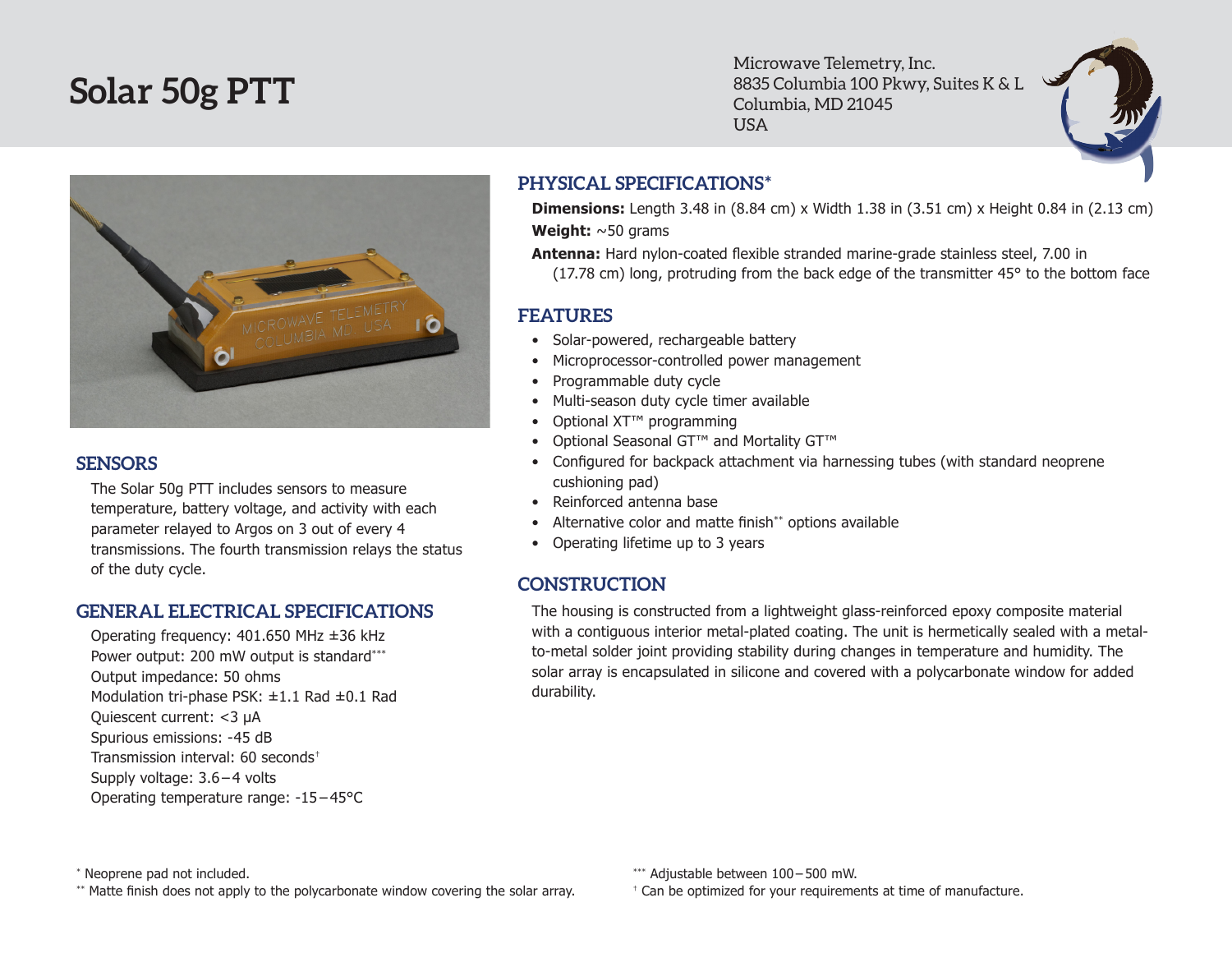# Solar 50g PTT

Microwave Telemetry, Inc.
8835 Columbia 100 Pkwy, Suites K & L
Columbia, MD 21045
USA

## SENSORS

The Solar 50g PTT includes sensors to measure temperature, battery voltage, and activity with each parameter relayed to Argos on 3 out of every 4 transmissions. The fourth transmission relays the status of the duty cycle.

## GENERAL ELECTRICAL SPECIFICATIONS

Operating frequency: 401.650 MHz ±36 kHz
Power output: 200 mW output is standard***
Output impedance: 50 ohms
Modulation tri-phase PSK: ±1.1 Rad ±0.1 Rad
Quiescent current: <3 μA
Spurious emissions: -45 dB
Transmission interval: 60 seconds†
Supply voltage: 3.6 – 4 volts
Operating temperature range: -15 – 45°C

## PHYSICAL SPECIFICATIONS*

**Dimensions:** Length 3.48 in (8.84 cm) x Width 1.38 in (3.51 cm) x Height 0.84 in (2.13 cm)

**Weight:** ~50 grams

**Antenna:** Hard nylon-coated flexible stranded marine-grade stainless steel, 7.00 in (17.78 cm) long, protruding from the back edge of the transmitter 45° to the bottom face

## FEATURES

- Solar-powered, rechargeable battery
- Microprocessor-controlled power management
- Programmable duty cycle
- Multi-season duty cycle timer available
- Optional XT™ programming
- Optional Seasonal GT™ and Mortality GT™
- Configured for backpack attachment via harnessing tubes (with standard neoprene cushioning pad)
- Reinforced antenna base
- Alternative color and matte finish** options available
- Operating lifetime up to 3 years

## CONSTRUCTION

The housing is constructed from a lightweight glass-reinforced epoxy composite material with a contiguous interior metal-plated coating. The unit is hermetically sealed with a metal-to-metal solder joint providing stability during changes in temperature and humidity. The solar array is encapsulated in silicone and covered with a polycarbonate window for added durability.

---

* Neoprene pad not included.
** Matte finish does not apply to the polycarbonate window covering the solar array.
*** Adjustable between 100 – 500 mW.
† Can be optimized for your requirements at time of manufacture.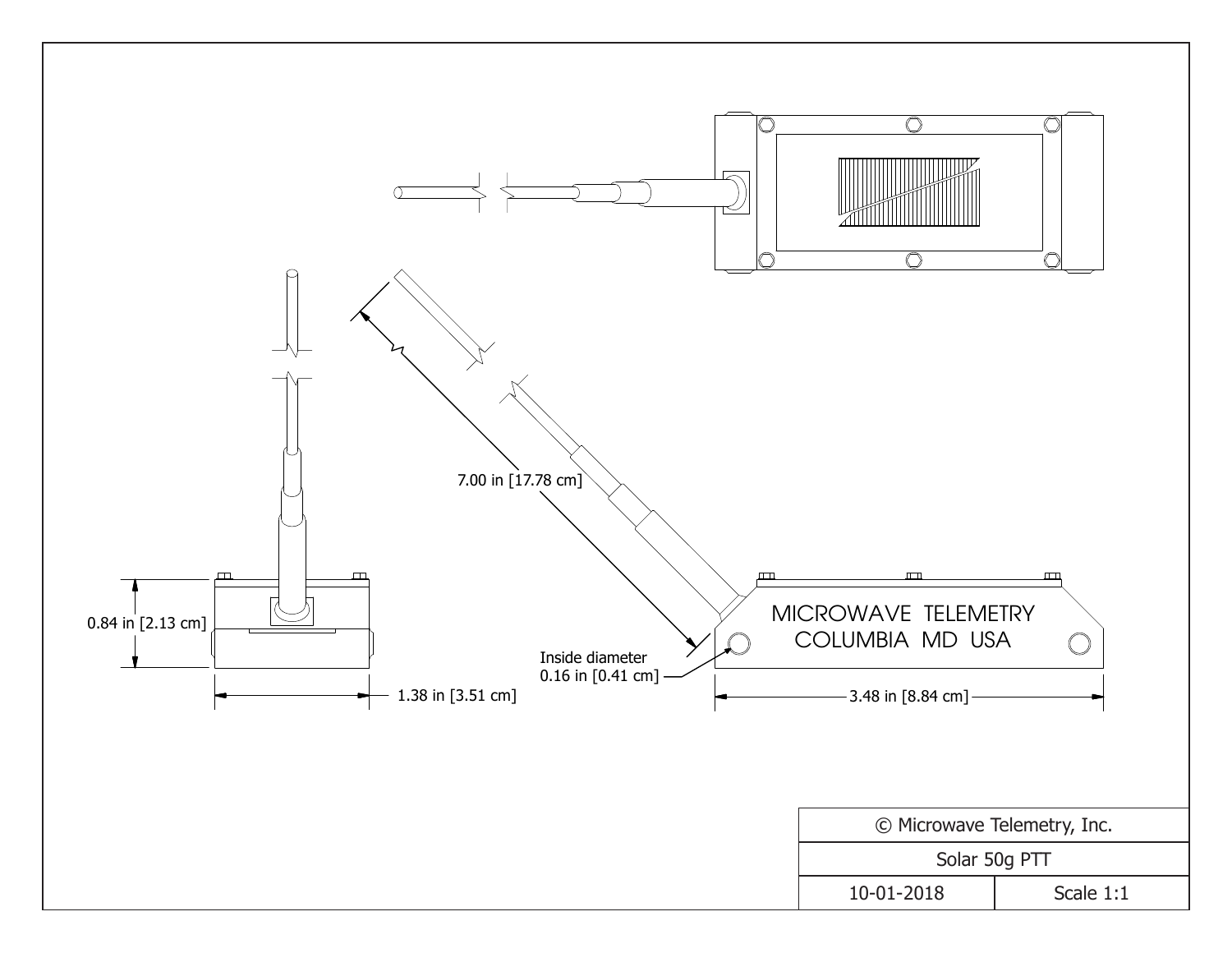7.00 in [17.78 cm]

MICROWAVE TELEMETRY
COLUMBIA MD USA

0.84 in [2.13 cm]

Inside diameter
0.16 in [0.41 cm]

1.38 in [3.51 cm]

3.48 in [8.84 cm]

| | |
|---|---|
| © Microwave Telemetry, Inc. | |
| Solar 50g PTT | |
| 10-01-2018 | Scale 1:1 |